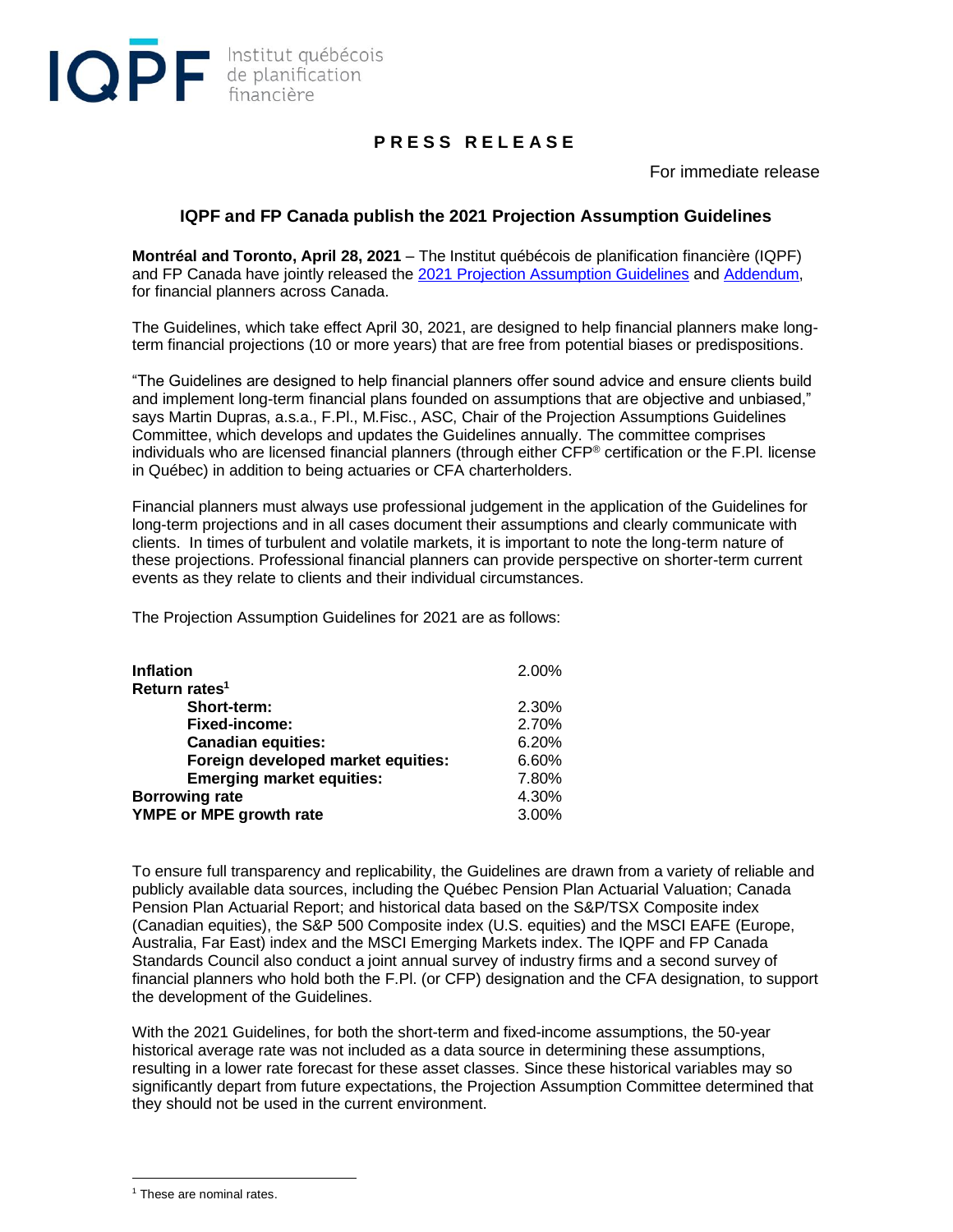IQPF Institut québécois de planification financière

**PRESS RELEASE**

For immediate release

## IQPF and FP Canada publish the 2021 Projection Assumption Guidelines

**Montréal and Toronto, April 28, 2021** – The Institut québécois de planification financière (IQPF) and FP Canada have jointly released the 2021 Projection Assumption Guidelines and Addendum, for financial planners across Canada.

The Guidelines, which take effect April 30, 2021, are designed to help financial planners make long-term financial projections (10 or more years) that are free from potential biases or predispositions.

"The Guidelines are designed to help financial planners offer sound advice and ensure clients build and implement long-term financial plans founded on assumptions that are objective and unbiased," says Martin Dupras, a.s.a., F.Pl., M.Fisc., ASC, Chair of the Projection Assumptions Guidelines Committee, which develops and updates the Guidelines annually. The committee comprises individuals who are licensed financial planners (through either CFP® certification or the F.Pl. license in Québec) in addition to being actuaries or CFA charterholders.

Financial planners must always use professional judgement in the application of the Guidelines for long-term projections and in all cases document their assumptions and clearly communicate with clients. In times of turbulent and volatile markets, it is important to note the long-term nature of these projections. Professional financial planners can provide perspective on shorter-term current events as they relate to clients and their individual circumstances.

The Projection Assumption Guidelines for 2021 are as follows:

| | |
|---|---|
| **Inflation** | 2.00% |
| **Return rates[1]** | |
| **Short-term:** | 2.30% |
| **Fixed-income:** | 2.70% |
| **Canadian equities:** | 6.20% |
| **Foreign developed market equities:** | 6.60% |
| **Emerging market equities:** | 7.80% |
| **Borrowing rate** | 4.30% |
| **YMPE or MPE growth rate** | 3.00% |

To ensure full transparency and replicability, the Guidelines are drawn from a variety of reliable and publicly available data sources, including the Québec Pension Plan Actuarial Valuation; Canada Pension Plan Actuarial Report; and historical data based on the S&P/TSX Composite index (Canadian equities), the S&P 500 Composite index (U.S. equities) and the MSCI EAFE (Europe, Australia, Far East) index and the MSCI Emerging Markets index. The IQPF and FP Canada Standards Council also conduct a joint annual survey of industry firms and a second survey of financial planners who hold both the F.Pl. (or CFP) designation and the CFA designation, to support the development of the Guidelines.

With the 2021 Guidelines, for both the short-term and fixed-income assumptions, the 50-year historical average rate was not included as a data source in determining these assumptions, resulting in a lower rate forecast for these asset classes. Since these historical variables may so significantly depart from future expectations, the Projection Assumption Committee determined that they should not be used in the current environment.

[1] These are nominal rates.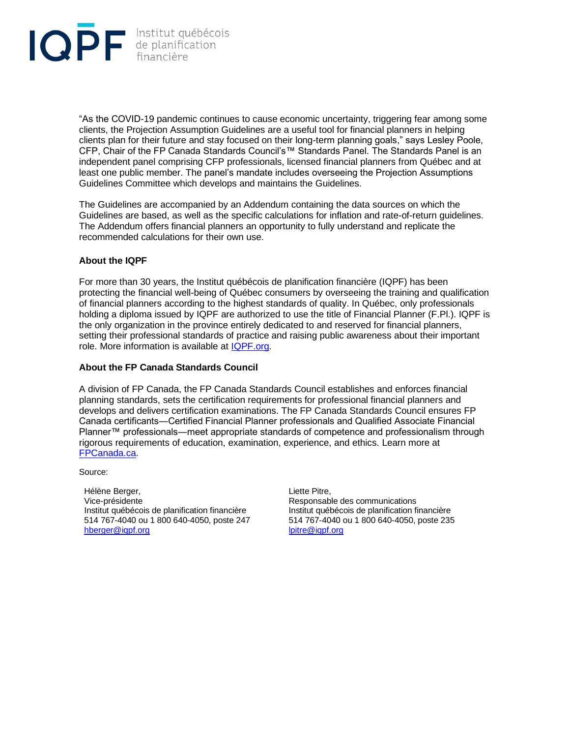“As the COVID-19 pandemic continues to cause economic uncertainty, triggering fear among some clients, the Projection Assumption Guidelines are a useful tool for financial planners in helping clients plan for their future and stay focused on their long-term planning goals,” says Lesley Poole, CFP, Chair of the FP Canada Standards Council’s™ Standards Panel. The Standards Panel is an independent panel comprising CFP professionals, licensed financial planners from Québec and at least one public member. The panel’s mandate includes overseeing the Projection Assumptions Guidelines Committee which develops and maintains the Guidelines.

The Guidelines are accompanied by an Addendum containing the data sources on which the Guidelines are based, as well as the specific calculations for inflation and rate-of-return guidelines. The Addendum offers financial planners an opportunity to fully understand and replicate the recommended calculations for their own use.

**About the IQPF**

For more than 30 years, the Institut québécois de planification financière (IQPF) has been protecting the financial well-being of Québec consumers by overseeing the training and qualification of financial planners according to the highest standards of quality. In Québec, only professionals holding a diploma issued by IQPF are authorized to use the title of Financial Planner (F.Pl.). IQPF is the only organization in the province entirely dedicated to and reserved for financial planners, setting their professional standards of practice and raising public awareness about their important role. More information is available at [IQPF.org](IQPF.org).

**About the FP Canada Standards Council**

A division of FP Canada, the FP Canada Standards Council establishes and enforces financial planning standards, sets the certification requirements for professional financial planners and develops and delivers certification examinations. The FP Canada Standards Council ensures FP Canada certificants—Certified Financial Planner professionals and Qualified Associate Financial Planner™ professionals—meet appropriate standards of competence and professionalism through rigorous requirements of education, examination, experience, and ethics. Learn more at [FPCanada.ca](FPCanada.ca).

Source:

Hélène Berger,
Vice-présidente
Institut québécois de planification financière
514 767-4040 ou 1 800 640-4050, poste 247
hberger@iqpf.org

Liette Pitre,
Responsable des communications
Institut québécois de planification financière
514 767-4040 ou 1 800 640-4050, poste 235
lpitre@iqpf.org